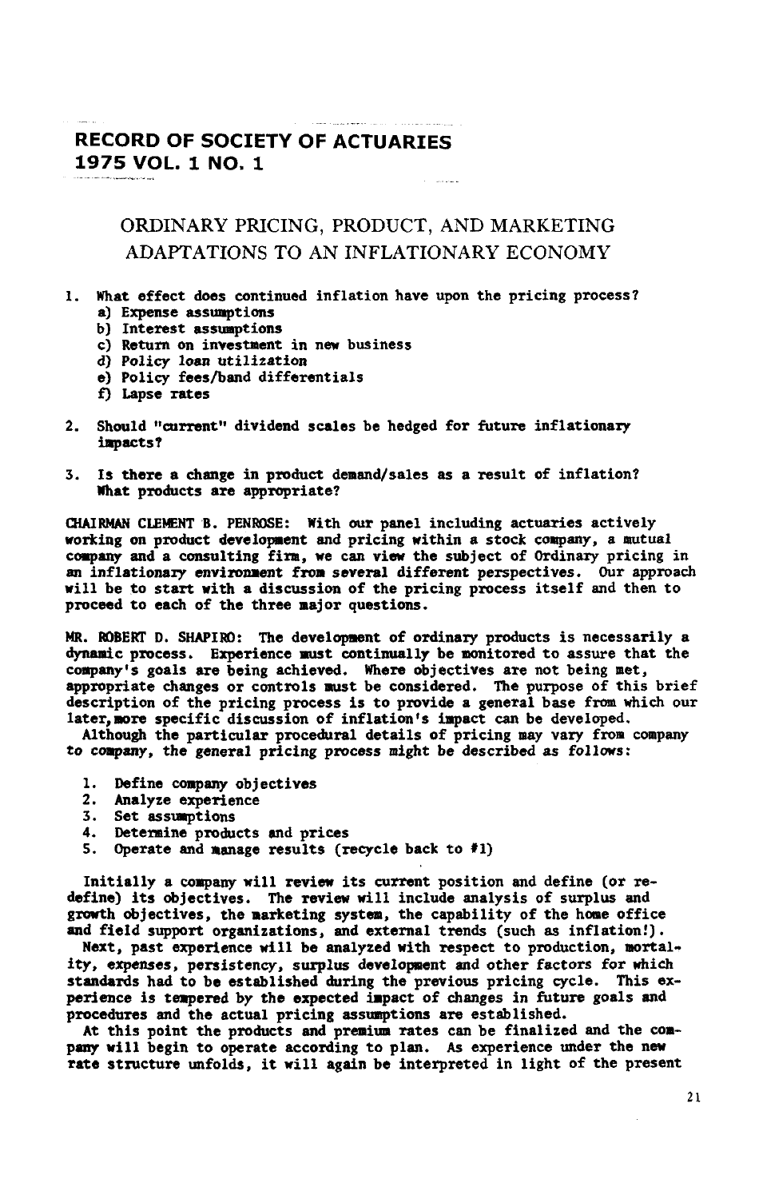# RECORD OF SOCIETY OF ACTUARIES
## 1975 VOL. 1 NO. 1

## ORDINARY PRICING, PRODUCT, AND MARKETING ADAPTATIONS TO AN INFLATIONARY ECONOMY

1. What effect does continued inflation have upon the pricing process?
   a) Expense assumptions
   b) Interest assumptions
   c) Return on investment in new business
   d) Policy loan utilization
   e) Policy fees/band differentials
   f) Lapse rates

2. Should "current" dividend scales be hedged for future inflationary impacts?

3. Is there a change in product demand/sales as a result of inflation? What products are appropriate?

CHAIRMAN CLEMENT B. PENROSE: With our panel including actuaries actively working on product development and pricing within a stock company, a mutual company and a consulting firm, we can view the subject of Ordinary pricing in an inflationary environment from several different perspectives. Our approach will be to start with a discussion of the pricing process itself and then to proceed to each of the three major questions.

MR. ROBERT D. SHAPIRO: The development of ordinary products is necessarily a dynamic process. Experience must continually be monitored to assure that the company's goals are being achieved. Where objectives are not being met, appropriate changes or controls must be considered. The purpose of this brief description of the pricing process is to provide a general base from which our later, more specific discussion of inflation's impact can be developed.

Although the particular procedural details of pricing may vary from company to company, the general pricing process might be described as follows:

1. Define company objectives
2. Analyze experience
3. Set assumptions
4. Determine products and prices
5. Operate and manage results (recycle back to #1)

Initially a company will review its current position and define (or re-define) its objectives. The review will include analysis of surplus and growth objectives, the marketing system, the capability of the home office and field support organizations, and external trends (such as inflation!).

Next, past experience will be analyzed with respect to production, mortality, expenses, persistency, surplus development and other factors for which standards had to be established during the previous pricing cycle. This experience is tempered by the expected impact of changes in future goals and procedures and the actual pricing assumptions are established.

At this point the products and premium rates can be finalized and the company will begin to operate according to plan. As experience under the new rate structure unfolds, it will again be interpreted in light of the present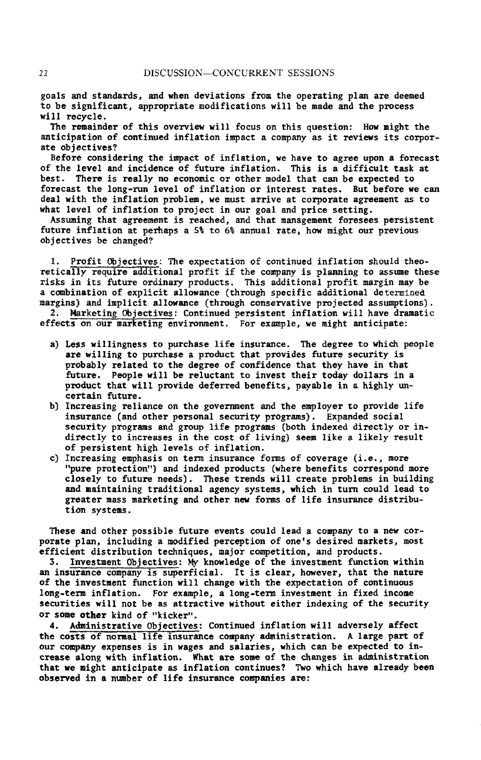goals and standards, and when deviations from the operating plan are deemed to be significant, appropriate modifications will be made and the process will recycle.

The remainder of this overview will focus on this question: How might the anticipation of continued inflation impact a company as it reviews its corporate objectives?

Before considering the impact of inflation, we have to agree upon a forecast of the level and incidence of future inflation. This is a difficult task at best. There is really no economic or other model that can be expected to forecast the long-run level of inflation or interest rates. But before we can deal with the inflation problem, we must arrive at corporate agreement as to what level of inflation to project in our goal and price setting.

Assuming that agreement is reached, and that management foresees persistent future inflation at perhaps a 5% to 6% annual rate, how might our previous objectives be changed?

1. Profit Objectives: The expectation of continued inflation should theoretically require additional profit if the company is planning to assume these risks in its future ordinary products. This additional profit margin may be a combination of explicit allowance (through specific additional determined margins) and implicit allowance (through conservative projected assumptions).

2. Marketing Objectives: Continued persistent inflation will have dramatic effects on our marketing environment. For example, we might anticipate:

   a) Less willingness to purchase life insurance. The degree to which people are willing to purchase a product that provides future security is probably related to the degree of confidence that they have in that future. People will be reluctant to invest their today dollars in a product that will provide deferred benefits, payable in a highly uncertain future.

   b) Increasing reliance on the government and the employer to provide life insurance (and other personal security programs). Expanded social security programs and group life programs (both indexed directly or indirectly to increases in the cost of living) seem like a likely result of persistent high levels of inflation.

   c) Increasing emphasis on term insurance forms of coverage (i.e., more "pure protection") and indexed products (where benefits correspond more closely to future needs). These trends will create problems in building and maintaining traditional agency systems, which in turn could lead to greater mass marketing and other new forms of life insurance distribution systems.

These and other possible future events could lead a company to a new corporate plan, including a modified perception of one's desired markets, most efficient distribution techniques, major competition, and products.

3. Investment Objectives: My knowledge of the investment function within an insurance company is superficial. It is clear, however, that the nature of the investment function will change with the expectation of continuous long-term inflation. For example, a long-term investment in fixed income securities will not be as attractive without either indexing of the security or some other kind of "kicker".

4. Administrative Objectives: Continued inflation will adversely affect the costs of normal life insurance company administration. A large part of our company expenses is in wages and salaries, which can be expected to increase along with inflation. What are some of the changes in administration that we might anticipate as inflation continues? Two which have already been observed in a number of life insurance companies are: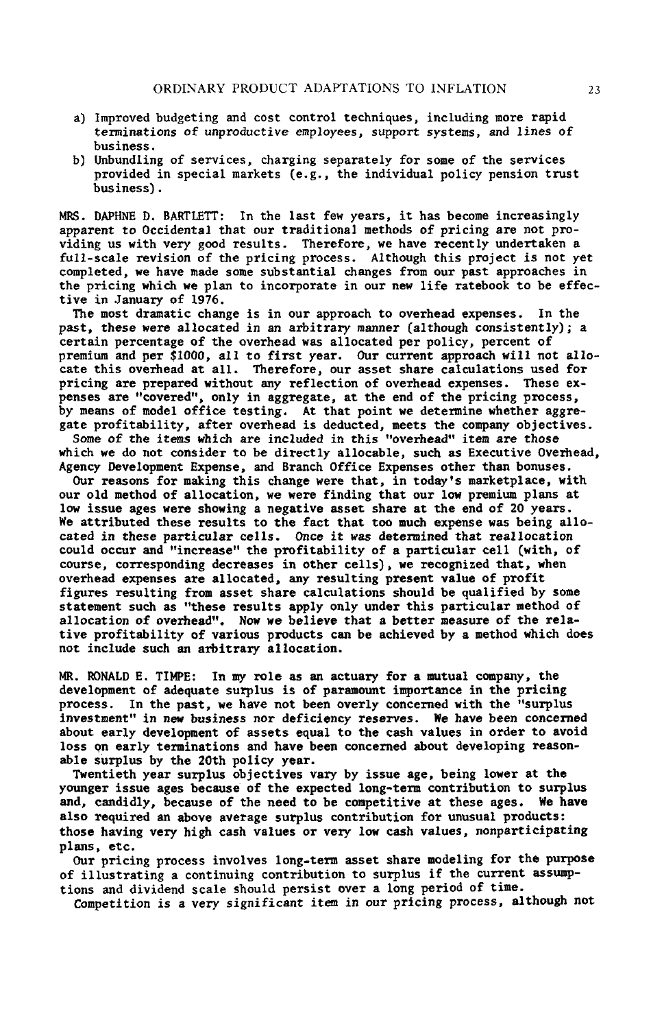a) Improved budgeting and cost control techniques, including more rapid terminations of unproductive employees, support systems, and lines of business.
b) Unbundling of services, charging separately for some of the services provided in special markets (e.g., the individual policy pension trust business).

MRS. DAPHNE D. BARTLETT: In the last few years, it has become increasingly apparent to Occidental that our traditional methods of pricing are not providing us with very good results. Therefore, we have recently undertaken a full-scale revision of the pricing process. Although this project is not yet completed, we have made some substantial changes from our past approaches in the pricing which we plan to incorporate in our new life ratebook to be effective in January of 1976.

The most dramatic change is in our approach to overhead expenses. In the past, these were allocated in an arbitrary manner (although consistently); a certain percentage of the overhead was allocated per policy, percent of premium and per $1000, all to first year. Our current approach will not allocate this overhead at all. Therefore, our asset share calculations used for pricing are prepared without any reflection of overhead expenses. These expenses are "covered", only in aggregate, at the end of the pricing process, by means of model office testing. At that point we determine whether aggregate profitability, after overhead is deducted, meets the company objectives.

Some of the items which are included in this "overhead" item are those which we do not consider to be directly allocable, such as Executive Overhead, Agency Development Expense, and Branch Office Expenses other than bonuses.

Our reasons for making this change were that, in today's marketplace, with our old method of allocation, we were finding that our low premium plans at low issue ages were showing a negative asset share at the end of 20 years. We attributed these results to the fact that too much expense was being allocated in these particular cells. Once it was determined that reallocation could occur and "increase" the profitability of a particular cell (with, of course, corresponding decreases in other cells), we recognized that, when overhead expenses are allocated, any resulting present value of profit figures resulting from asset share calculations should be qualified by some statement such as "these results apply only under this particular method of allocation of overhead". Now we believe that a better measure of the relative profitability of various products can be achieved by a method which does not include such an arbitrary allocation.

MR. RONALD E. TIMPE: In my role as an actuary for a mutual company, the development of adequate surplus is of paramount importance in the pricing process. In the past, we have not been overly concerned with the "surplus investment" in new business nor deficiency reserves. We have been concerned about early development of assets equal to the cash values in order to avoid loss on early terminations and have been concerned about developing reasonable surplus by the 20th policy year.

Twentieth year surplus objectives vary by issue age, being lower at the younger issue ages because of the expected long-term contribution to surplus and, candidly, because of the need to be competitive at these ages. We have also required an above average surplus contribution for unusual products: those having very high cash values or very low cash values, nonparticipating plans, etc.

Our pricing process involves long-term asset share modeling for the purpose of illustrating a continuing contribution to surplus if the current assumptions and dividend scale should persist over a long period of time.

Competition is a very significant item in our pricing process, although not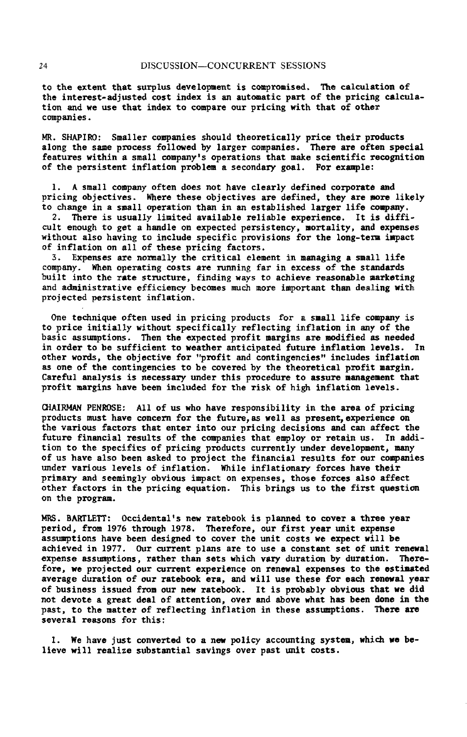to the extent that surplus development is compromised. The calculation of the interest-adjusted cost index is an automatic part of the pricing calculation and we use that index to compare our pricing with that of other companies.

MR. SHAPIRO: Smaller companies should theoretically price their products along the same process followed by larger companies. There are often special features within a small company's operations that make scientific recognition of the persistent inflation problem a secondary goal. For example:

1. A small company often does not have clearly defined corporate and pricing objectives. Where these objectives are defined, they are more likely to change in a small operation than in an established larger life company.
2. There is usually limited available reliable experience. It is difficult enough to get a handle on expected persistency, mortality, and expenses without also having to include specific provisions for the long-term impact of inflation on all of these pricing factors.
3. Expenses are normally the critical element in managing a small life company. When operating costs are running far in excess of the standards built into the rate structure, finding ways to achieve reasonable marketing and administrative efficiency becomes much more important than dealing with projected persistent inflation.

One technique often used in pricing products for a small life company is to price initially without specifically reflecting inflation in any of the basic assumptions. Then the expected profit margins are modified as needed in order to be sufficient to weather anticipated future inflation levels. In other words, the objective for "profit and contingencies" includes inflation as one of the contingencies to be covered by the theoretical profit margin. Careful analysis is necessary under this procedure to assure management that profit margins have been included for the risk of high inflation levels.

CHAIRMAN PENROSE: All of us who have responsibility in the area of pricing products must have concern for the future, as well as present, experience on the various factors that enter into our pricing decisions and can affect the future financial results of the companies that employ or retain us. In addition to the specifics of pricing products currently under development, many of us have also been asked to project the financial results for our companies under various levels of inflation. While inflationary forces have their primary and seemingly obvious impact on expenses, those forces also affect other factors in the pricing equation. This brings us to the first question on the program.

MRS. BARTLETT: Occidental's new ratebook is planned to cover a three year period, from 1976 through 1978. Therefore, our first year unit expense assumptions have been designed to cover the unit costs we expect will be achieved in 1977. Our current plans are to use a constant set of unit renewal expense assumptions, rather than sets which vary duration by duration. Therefore, we projected our current experience on renewal expenses to the estimated average duration of our ratebook era, and will use these for each renewal year of business issued from our new ratebook. It is probably obvious that we did not devote a great deal of attention, over and above what has been done in the past, to the matter of reflecting inflation in these assumptions. There are several reasons for this:

1. We have just converted to a new policy accounting system, which we believe will realize substantial savings over past unit costs.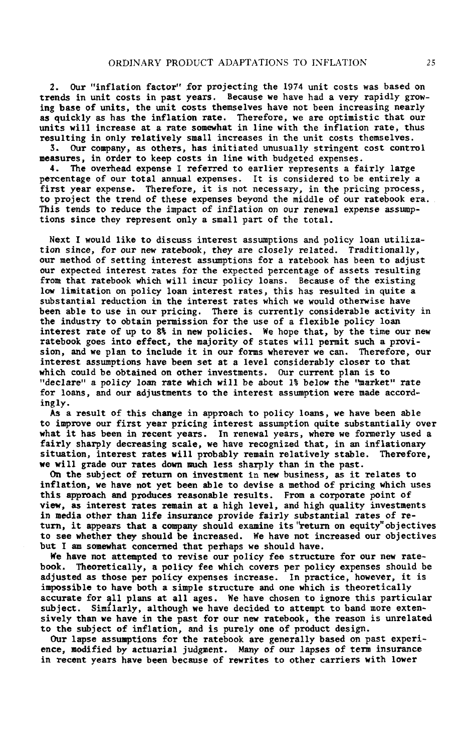2. Our "inflation factor" for projecting the 1974 unit costs was based on trends in unit costs in past years. Because we have had a very rapidly growing base of units, the unit costs themselves have not been increasing nearly as quickly as has the inflation rate. Therefore, we are optimistic that our units will increase at a rate somewhat in line with the inflation rate, thus resulting in only relatively small increases in the unit costs themselves.

3. Our company, as others, has initiated unusually stringent cost control measures, in order to keep costs in line with budgeted expenses.

4. The overhead expense I referred to earlier represents a fairly large percentage of our total annual expenses. It is considered to be entirely a first year expense. Therefore, it is not necessary, in the pricing process, to project the trend of these expenses beyond the middle of our ratebook era. This tends to reduce the impact of inflation on our renewal expense assumptions since they represent only a small part of the total.

Next I would like to discuss interest assumptions and policy loan utilization since, for our new ratebook, they are closely related. Traditionally, our method of setting interest assumptions for a ratebook has been to adjust our expected interest rates for the expected percentage of assets resulting from that ratebook which will incur policy loans. Because of the existing low limitation on policy loan interest rates, this has resulted in quite a substantial reduction in the interest rates which we would otherwise have been able to use in our pricing. There is currently considerable activity in the industry to obtain permission for the use of a flexible policy loan interest rate of up to 8% in new policies. We hope that, by the time our new ratebook goes into effect, the majority of states will permit such a provision, and we plan to include it in our forms wherever we can. Therefore, our interest assumptions have been set at a level considerably closer to that which could be obtained on other investments. Our current plan is to "declare" a policy loan rate which will be about 1% below the "market" rate for loans, and our adjustments to the interest assumption were made accordingly.

As a result of this change in approach to policy loans, we have been able to improve our first year pricing interest assumption quite substantially over what it has been in recent years. In renewal years, where we formerly used a fairly sharply decreasing scale, we have recognized that, in an inflationary situation, interest rates will probably remain relatively stable. Therefore, we will grade our rates down much less sharply than in the past.

On the subject of return on investment in new business, as it relates to inflation, we have not yet been able to devise a method of pricing which uses this approach and produces reasonable results. From a corporate point of view, as interest rates remain at a high level, and high quality investments in media other than life insurance provide fairly substantial rates of return, it appears that a company should examine its "return on equity" objectives to see whether they should be increased. We have not increased our objectives but I am somewhat concerned that perhaps we should have.

We have not attempted to revise our policy fee structure for our new ratebook. Theoretically, a policy fee which covers per policy expenses should be adjusted as those per policy expenses increase. In practice, however, it is impossible to have both a simple structure and one which is theoretically accurate for all plans at all ages. We have chosen to ignore this particular subject. Similarly, although we have decided to attempt to band more extensively than we have in the past for our new ratebook, the reason is unrelated to the subject of inflation, and is purely one of product design.

Our lapse assumptions for the ratebook are generally based on past experience, modified by actuarial judgment. Many of our lapses of term insurance in recent years have been because of rewrites to other carriers with lower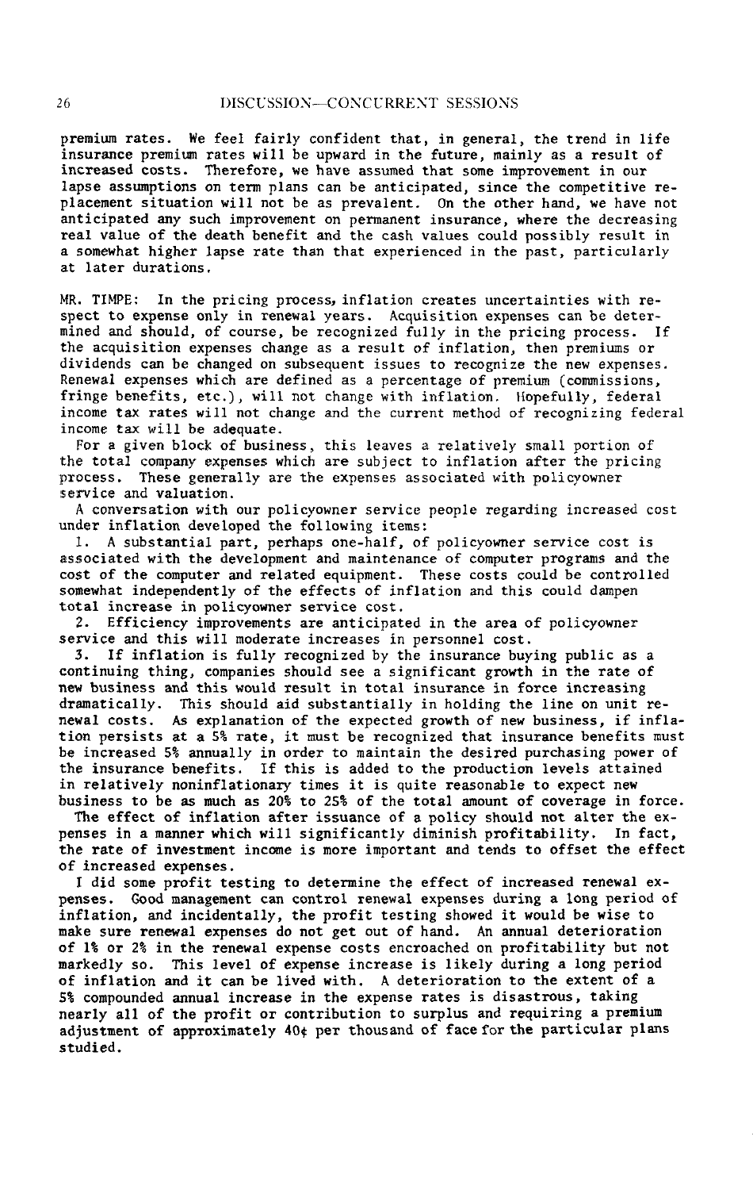premium rates. We feel fairly confident that, in general, the trend in life insurance premium rates will be upward in the future, mainly as a result of increased costs. Therefore, we have assumed that some improvement in our lapse assumptions on term plans can be anticipated, since the competitive replacement situation will not be as prevalent. On the other hand, we have not anticipated any such improvement on permanent insurance, where the decreasing real value of the death benefit and the cash values could possibly result in a somewhat higher lapse rate than that experienced in the past, particularly at later durations.

MR. TIMPE: In the pricing process, inflation creates uncertainties with respect to expense only in renewal years. Acquisition expenses can be determined and should, of course, be recognized fully in the pricing process. If the acquisition expenses change as a result of inflation, then premiums or dividends can be changed on subsequent issues to recognize the new expenses. Renewal expenses which are defined as a percentage of premium (commissions, fringe benefits, etc.), will not change with inflation. Hopefully, federal income tax rates will not change and the current method of recognizing federal income tax will be adequate.

For a given block of business, this leaves a relatively small portion of the total company expenses which are subject to inflation after the pricing process. These generally are the expenses associated with policyowner service and valuation.

A conversation with our policyowner service people regarding increased cost under inflation developed the following items:

1. A substantial part, perhaps one-half, of policyowner service cost is associated with the development and maintenance of computer programs and the cost of the computer and related equipment. These costs could be controlled somewhat independently of the effects of inflation and this could dampen total increase in policyowner service cost.
2. Efficiency improvements are anticipated in the area of policyowner service and this will moderate increases in personnel cost.
3. If inflation is fully recognized by the insurance buying public as a continuing thing, companies should see a significant growth in the rate of new business and this would result in total insurance in force increasing dramatically. This should aid substantially in holding the line on unit renewal costs. As explanation of the expected growth of new business, if inflation persists at a 5% rate, it must be recognized that insurance benefits must be increased 5% annually in order to maintain the desired purchasing power of the insurance benefits. If this is added to the production levels attained in relatively noninflationary times it is quite reasonable to expect new business to be as much as 20% to 25% of the total amount of coverage in force.

The effect of inflation after issuance of a policy should not alter the expenses in a manner which will significantly diminish profitability. In fact, the rate of investment income is more important and tends to offset the effect of increased expenses.

I did some profit testing to determine the effect of increased renewal expenses. Good management can control renewal expenses during a long period of inflation, and incidentally, the profit testing showed it would be wise to make sure renewal expenses do not get out of hand. An annual deterioration of 1% or 2% in the renewal expense costs encroached on profitability but not markedly so. This level of expense increase is likely during a long period of inflation and it can be lived with. A deterioration to the extent of a 5% compounded annual increase in the expense rates is disastrous, taking nearly all of the profit or contribution to surplus and requiring a premium adjustment of approximately 40¢ per thousand of face for the particular plans studied.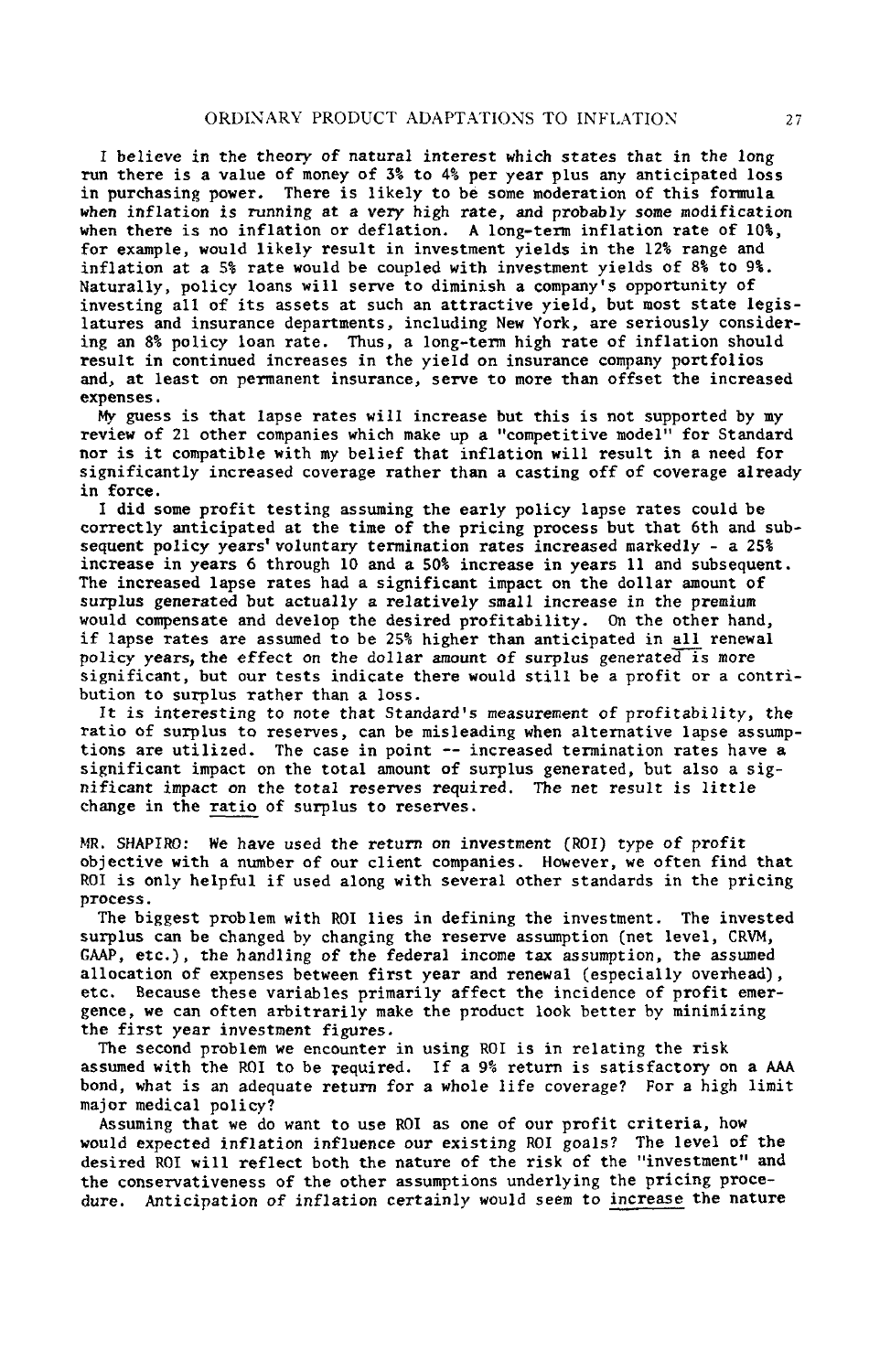I believe in the theory of natural interest which states that in the long run there is a value of money of 3% to 4% per year plus any anticipated loss in purchasing power. There is likely to be some moderation of this formula when inflation is running at a very high rate, and probably some modification when there is no inflation or deflation. A long-term inflation rate of 10%, for example, would likely result in investment yields in the 12% range and inflation at a 5% rate would be coupled with investment yields of 8% to 9%. Naturally, policy loans will serve to diminish a company's opportunity of investing all of its assets at such an attractive yield, but most state legislatures and insurance departments, including New York, are seriously considering an 8% policy loan rate. Thus, a long-term high rate of inflation should result in continued increases in the yield on insurance company portfolios and, at least on permanent insurance, serve to more than offset the increased expenses.

My guess is that lapse rates will increase but this is not supported by my review of 21 other companies which make up a "competitive model" for Standard nor is it compatible with my belief that inflation will result in a need for significantly increased coverage rather than a casting off of coverage already in force.

I did some profit testing assuming the early policy lapse rates could be correctly anticipated at the time of the pricing process but that 6th and subsequent policy years' voluntary termination rates increased markedly - a 25% increase in years 6 through 10 and a 50% increase in years 11 and subsequent. The increased lapse rates had a significant impact on the dollar amount of surplus generated but actually a relatively small increase in the premium would compensate and develop the desired profitability. On the other hand, if lapse rates are assumed to be 25% higher than anticipated in <u>all</u> renewal policy years, the effect on the dollar amount of surplus generated is more significant, but our tests indicate there would still be a profit or a contribution to surplus rather than a loss.

It is interesting to note that Standard's measurement of profitability, the ratio of surplus to reserves, can be misleading when alternative lapse assumptions are utilized. The case in point -- increased termination rates have a significant impact on the total amount of surplus generated, but also a significant impact on the total reserves required. The net result is little change in the <u>ratio</u> of surplus to reserves.

MR. SHAPIRO: We have used the return on investment (ROI) type of profit objective with a number of our client companies. However, we often find that ROI is only helpful if used along with several other standards in the pricing process.

The biggest problem with ROI lies in defining the investment. The invested surplus can be changed by changing the reserve assumption (net level, CRVM, GAAP, etc.), the handling of the federal income tax assumption, the assumed allocation of expenses between first year and renewal (especially overhead), etc. Because these variables primarily affect the incidence of profit emergence, we can often arbitrarily make the product look better by minimizing the first year investment figures.

The second problem we encounter in using ROI is in relating the risk assumed with the ROI to be required. If a 9% return is satisfactory on a AAA bond, what is an adequate return for a whole life coverage? For a high limit major medical policy?

Assuming that we do want to use ROI as one of our profit criteria, how would expected inflation influence our existing ROI goals? The level of the desired ROI will reflect both the nature of the risk of the "investment" and the conservativeness of the other assumptions underlying the pricing procedure. Anticipation of inflation certainly would seem to <u>increase</u> the nature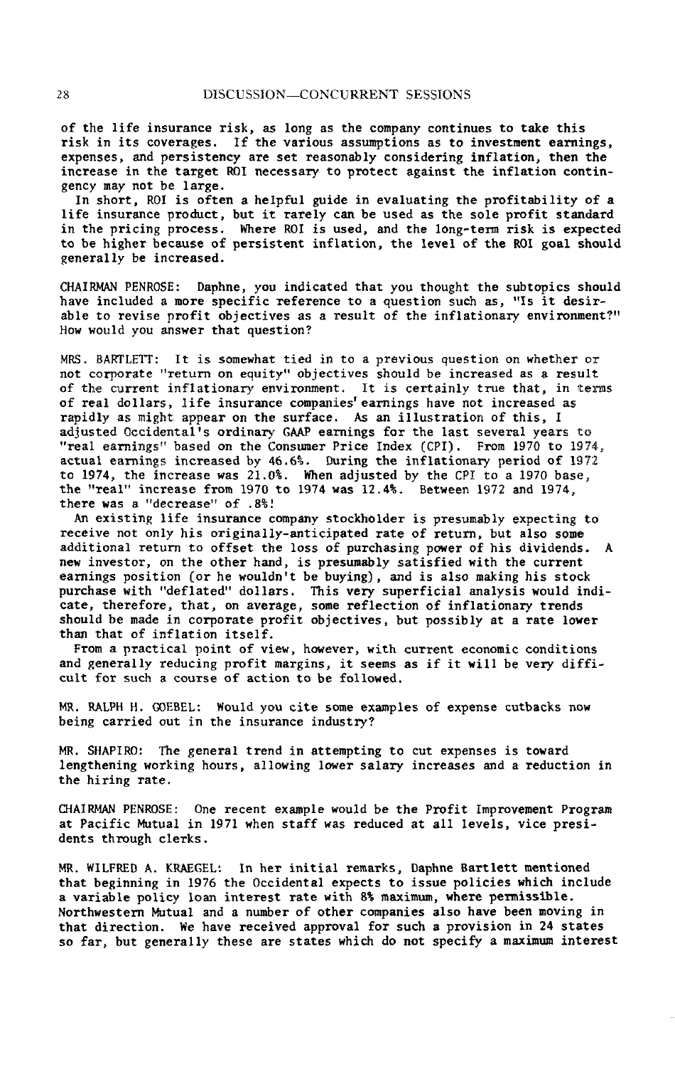of the life insurance risk, as long as the company continues to take this risk in its coverages. If the various assumptions as to investment earnings, expenses, and persistency are set reasonably considering inflation, then the increase in the target ROI necessary to protect against the inflation contingency may not be large.

In short, ROI is often a helpful guide in evaluating the profitability of a life insurance product, but it rarely can be used as the sole profit standard in the pricing process. Where ROI is used, and the long-term risk is expected to be higher because of persistent inflation, the level of the ROI goal should generally be increased.

CHAIRMAN PENROSE: Daphne, you indicated that you thought the subtopics should have included a more specific reference to a question such as, "Is it desirable to revise profit objectives as a result of the inflationary environment?" How would you answer that question?

MRS. BARTLETT: It is somewhat tied in to a previous question on whether or not corporate "return on equity" objectives should be increased as a result of the current inflationary environment. It is certainly true that, in terms of real dollars, life insurance companies' earnings have not increased as rapidly as might appear on the surface. As an illustration of this, I adjusted Occidental's ordinary GAAP earnings for the last several years to "real earnings" based on the Consumer Price Index (CPI). From 1970 to 1974, actual earnings increased by 46.6%. During the inflationary period of 1972 to 1974, the increase was 21.0%. When adjusted by the CPI to a 1970 base, the "real" increase from 1970 to 1974 was 12.4%. Between 1972 and 1974, there was a "decrease" of .8%!

An existing life insurance company stockholder is presumably expecting to receive not only his originally-anticipated rate of return, but also some additional return to offset the loss of purchasing power of his dividends. A new investor, on the other hand, is presumably satisfied with the current earnings position (or he wouldn't be buying), and is also making his stock purchase with "deflated" dollars. This very superficial analysis would indicate, therefore, that, on average, some reflection of inflationary trends should be made in corporate profit objectives, but possibly at a rate lower than that of inflation itself.

From a practical point of view, however, with current economic conditions and generally reducing profit margins, it seems as if it will be very difficult for such a course of action to be followed.

MR. RALPH H. GOEBEL: Would you cite some examples of expense cutbacks now being carried out in the insurance industry?

MR. SHAPIRO: The general trend in attempting to cut expenses is toward lengthening working hours, allowing lower salary increases and a reduction in the hiring rate.

CHAIRMAN PENROSE: One recent example would be the Profit Improvement Program at Pacific Mutual in 1971 when staff was reduced at all levels, vice presidents through clerks.

MR. WILFRED A. KRAEGEL: In her initial remarks, Daphne Bartlett mentioned that beginning in 1976 the Occidental expects to issue policies which include a variable policy loan interest rate with 8% maximum, where permissible. Northwestern Mutual and a number of other companies also have been moving in that direction. We have received approval for such a provision in 24 states so far, but generally these are states which do not specify a maximum interest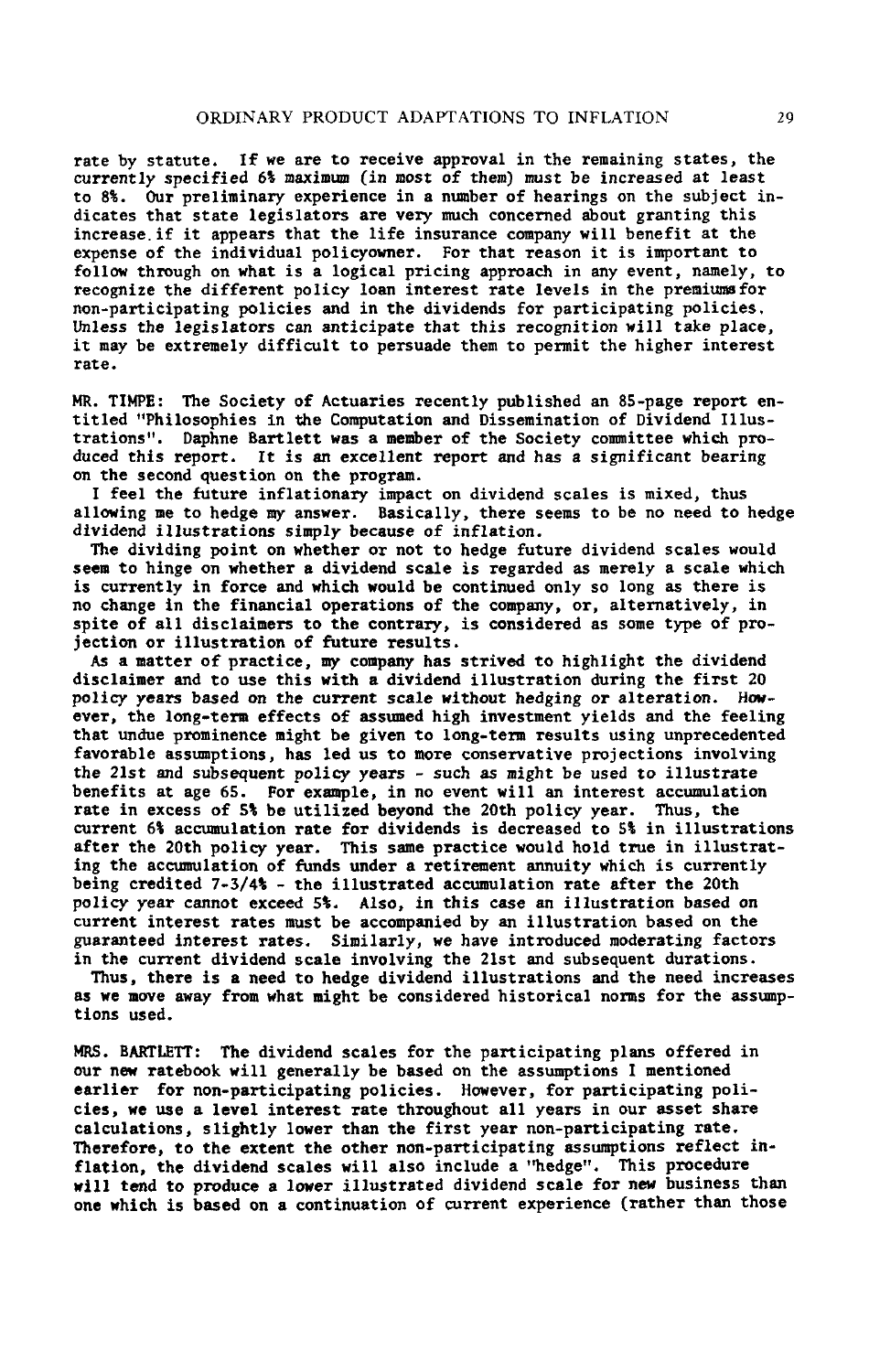rate by statute. If we are to receive approval in the remaining states, the currently specified 6% maximum (in most of them) must be increased at least to 8%. Our preliminary experience in a number of hearings on the subject indicates that state legislators are very much concerned about granting this increase if it appears that the life insurance company will benefit at the expense of the individual policyowner. For that reason it is important to follow through on what is a logical pricing approach in any event, namely, to recognize the different policy loan interest rate levels in the premiums for non-participating policies and in the dividends for participating policies. Unless the legislators can anticipate that this recognition will take place, it may be extremely difficult to persuade them to permit the higher interest rate.

MR. TIMPE: The Society of Actuaries recently published an 85-page report entitled "Philosophies in the Computation and Dissemination of Dividend Illustrations". Daphne Bartlett was a member of the Society committee which produced this report. It is an excellent report and has a significant bearing on the second question on the program.

I feel the future inflationary impact on dividend scales is mixed, thus allowing me to hedge my answer. Basically, there seems to be no need to hedge dividend illustrations simply because of inflation.

The dividing point on whether or not to hedge future dividend scales would seem to hinge on whether a dividend scale is regarded as merely a scale which is currently in force and which would be continued only so long as there is no change in the financial operations of the company, or, alternatively, in spite of all disclaimers to the contrary, is considered as some type of projection or illustration of future results.

As a matter of practice, my company has strived to highlight the dividend disclaimer and to use this with a dividend illustration during the first 20 policy years based on the current scale without hedging or alteration. However, the long-term effects of assumed high investment yields and the feeling that undue prominence might be given to long-term results using unprecedented favorable assumptions, has led us to more conservative projections involving the 21st and subsequent policy years - such as might be used to illustrate benefits at age 65. For example, in no event will an interest accumulation rate in excess of 5% be utilized beyond the 20th policy year. Thus, the current 6% accumulation rate for dividends is decreased to 5% in illustrations after the 20th policy year. This same practice would hold true in illustrating the accumulation of funds under a retirement annuity which is currently being credited 7-3/4% - the illustrated accumulation rate after the 20th policy year cannot exceed 5%. Also, in this case an illustration based on current interest rates must be accompanied by an illustration based on the guaranteed interest rates. Similarly, we have introduced moderating factors in the current dividend scale involving the 21st and subsequent durations.

Thus, there is a need to hedge dividend illustrations and the need increases as we move away from what might be considered historical norms for the assumptions used.

MRS. BARTLETT: The dividend scales for the participating plans offered in our new ratebook will generally be based on the assumptions I mentioned earlier for non-participating policies. However, for participating policies, we use a level interest rate throughout all years in our asset share calculations, slightly lower than the first year non-participating rate. Therefore, to the extent the other non-participating assumptions reflect inflation, the dividend scales will also include a "hedge". This procedure will tend to produce a lower illustrated dividend scale for new business than one which is based on a continuation of current experience (rather than those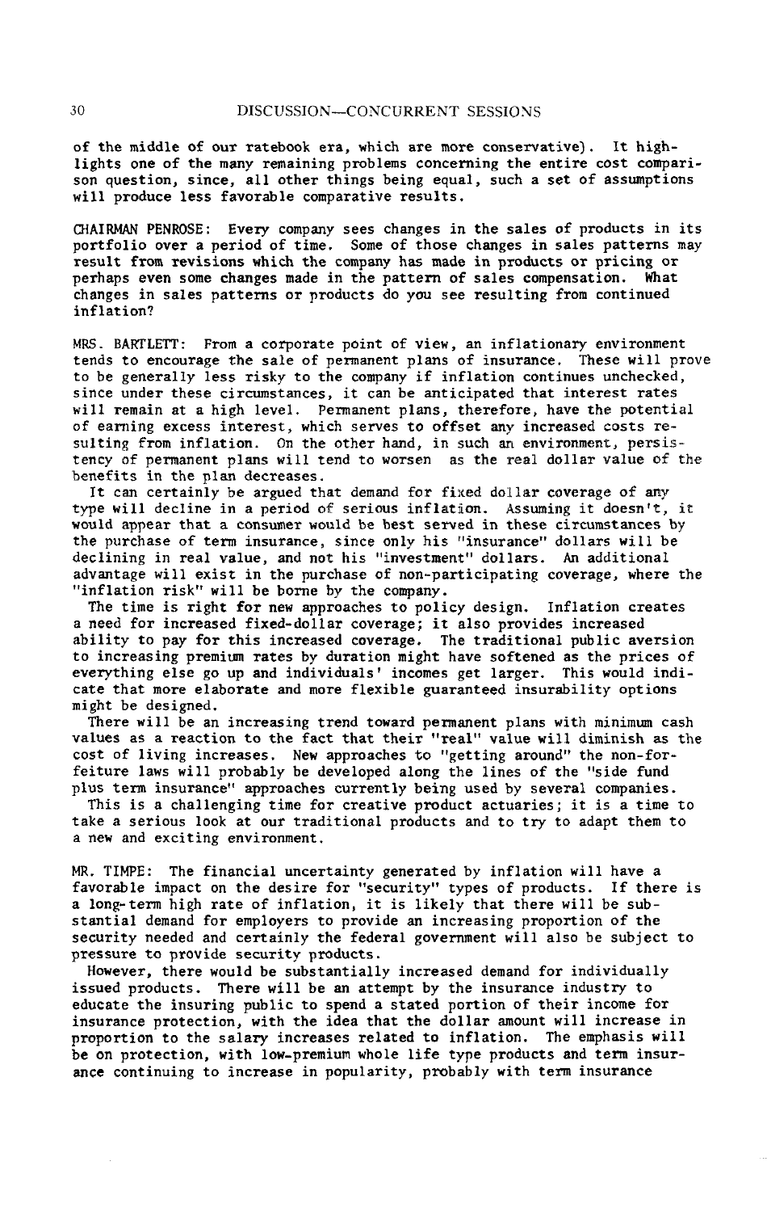of the middle of our ratebook era, which are more conservative). It highlights one of the many remaining problems concerning the entire cost comparison question, since, all other things being equal, such a set of assumptions will produce less favorable comparative results.

CHAIRMAN PENROSE: Every company sees changes in the sales of products in its portfolio over a period of time. Some of those changes in sales patterns may result from revisions which the company has made in products or pricing or perhaps even some changes made in the pattern of sales compensation. What changes in sales patterns or products do you see resulting from continued inflation?

MRS. BARTLETT: From a corporate point of view, an inflationary environment tends to encourage the sale of permanent plans of insurance. These will prove to be generally less risky to the company if inflation continues unchecked, since under these circumstances, it can be anticipated that interest rates will remain at a high level. Permanent plans, therefore, have the potential of earning excess interest, which serves to offset any increased costs resulting from inflation. On the other hand, in such an environment, persistency of permanent plans will tend to worsen as the real dollar value of the benefits in the plan decreases.

It can certainly be argued that demand for fixed dollar coverage of any type will decline in a period of serious inflation. Assuming it doesn't, it would appear that a consumer would be best served in these circumstances by the purchase of term insurance, since only his "insurance" dollars will be declining in real value, and not his "investment" dollars. An additional advantage will exist in the purchase of non-participating coverage, where the "inflation risk" will be borne by the company.

The time is right for new approaches to policy design. Inflation creates a need for increased fixed-dollar coverage; it also provides increased ability to pay for this increased coverage. The traditional public aversion to increasing premium rates by duration might have softened as the prices of everything else go up and individuals' incomes get larger. This would indicate that more elaborate and more flexible guaranteed insurability options might be designed.

There will be an increasing trend toward permanent plans with minimum cash values as a reaction to the fact that their "real" value will diminish as the cost of living increases. New approaches to "getting around" the non-forfeiture laws will probably be developed along the lines of the "side fund plus term insurance" approaches currently being used by several companies.

This is a challenging time for creative product actuaries; it is a time to take a serious look at our traditional products and to try to adapt them to a new and exciting environment.

MR. TIMPE: The financial uncertainty generated by inflation will have a favorable impact on the desire for "security" types of products. If there is a long-term high rate of inflation, it is likely that there will be substantial demand for employers to provide an increasing proportion of the security needed and certainly the federal government will also be subject to pressure to provide security products.

However, there would be substantially increased demand for individually issued products. There will be an attempt by the insurance industry to educate the insuring public to spend a stated portion of their income for insurance protection, with the idea that the dollar amount will increase in proportion to the salary increases related to inflation. The emphasis will be on protection, with low-premium whole life type products and term insurance continuing to increase in popularity, probably with term insurance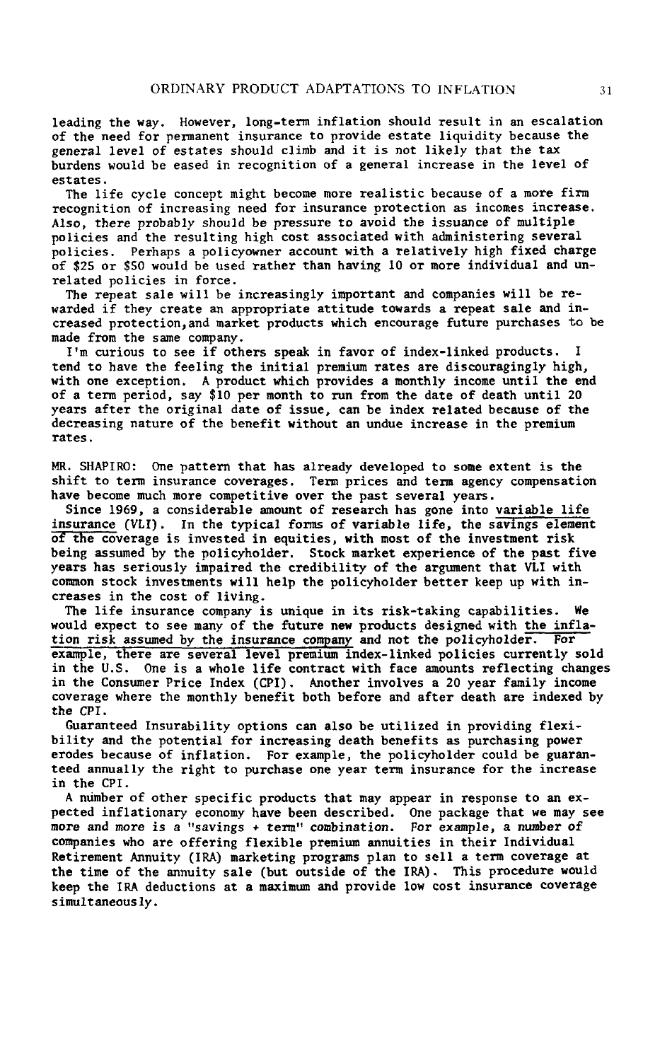leading the way. However, long-term inflation should result in an escalation of the need for permanent insurance to provide estate liquidity because the general level of estates should climb and it is not likely that the tax burdens would be eased in recognition of a general increase in the level of estates.

The life cycle concept might become more realistic because of a more firm recognition of increasing need for insurance protection as incomes increase. Also, there probably should be pressure to avoid the issuance of multiple policies and the resulting high cost associated with administering several policies. Perhaps a policyowner account with a relatively high fixed charge of $25 or $50 would be used rather than having 10 or more individual and unrelated policies in force.

The repeat sale will be increasingly important and companies will be rewarded if they create an appropriate attitude towards a repeat sale and increased protection,and market products which encourage future purchases to be made from the same company.

I'm curious to see if others speak in favor of index-linked products. I tend to have the feeling the initial premium rates are discouragingly high, with one exception. A product which provides a monthly income until the end of a term period, say $10 per month to run from the date of death until 20 years after the original date of issue, can be index related because of the decreasing nature of the benefit without an undue increase in the premium rates.

MR. SHAPIRO: One pattern that has already developed to some extent is the shift to term insurance coverages. Term prices and term agency compensation have become much more competitive over the past several years.

Since 1969, a considerable amount of research has gone into variable life insurance (VLI). In the typical forms of variable life, the savings element of the coverage is invested in equities, with most of the investment risk being assumed by the policyholder. Stock market experience of the past five years has seriously impaired the credibility of the argument that VLI with common stock investments will help the policyholder better keep up with increases in the cost of living.

The life insurance company is unique in its risk-taking capabilities. We would expect to see many of the future new products designed with the inflation risk assumed by the insurance company and not the policyholder. For example, there are several level premium index-linked policies currently sold in the U.S. One is a whole life contract with face amounts reflecting changes in the Consumer Price Index (CPI). Another involves a 20 year family income coverage where the monthly benefit both before and after death are indexed by the CPI.

Guaranteed Insurability options can also be utilized in providing flexibility and the potential for increasing death benefits as purchasing power erodes because of inflation. For example, the policyholder could be guaranteed annually the right to purchase one year term insurance for the increase in the CPI.

A number of other specific products that may appear in response to an expected inflationary economy have been described. One package that we may see more and more is a "savings + term" combination. For example, a number of companies who are offering flexible premium annuities in their Individual Retirement Annuity (IRA) marketing programs plan to sell a term coverage at the time of the annuity sale (but outside of the IRA). This procedure would keep the IRA deductions at a maximum and provide low cost insurance coverage simultaneously.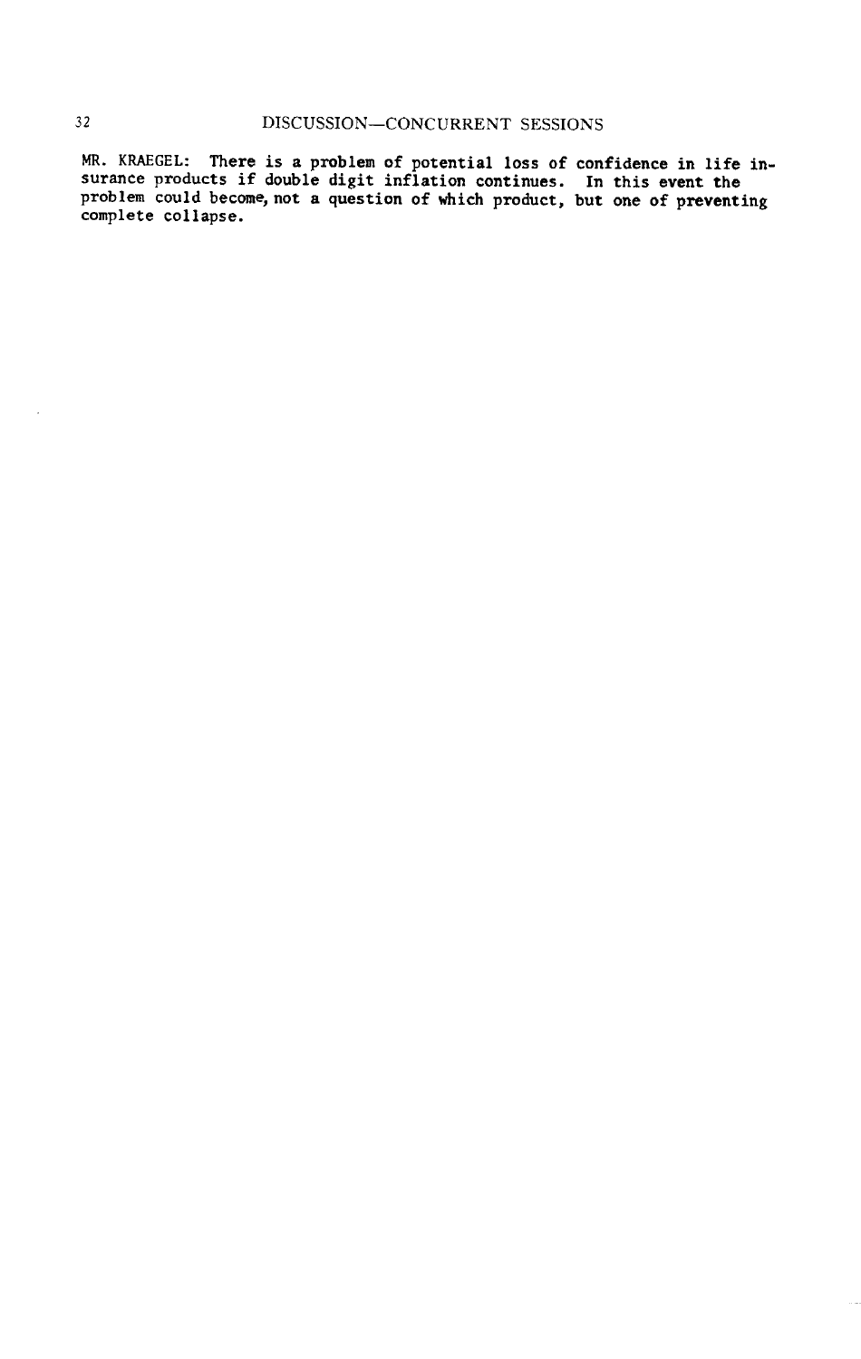MR. KRAEGEL: There is a problem of potential loss of confidence in life insurance products if double digit inflation continues. In this event the problem could become, not a question of which product, but one of preventing complete collapse.